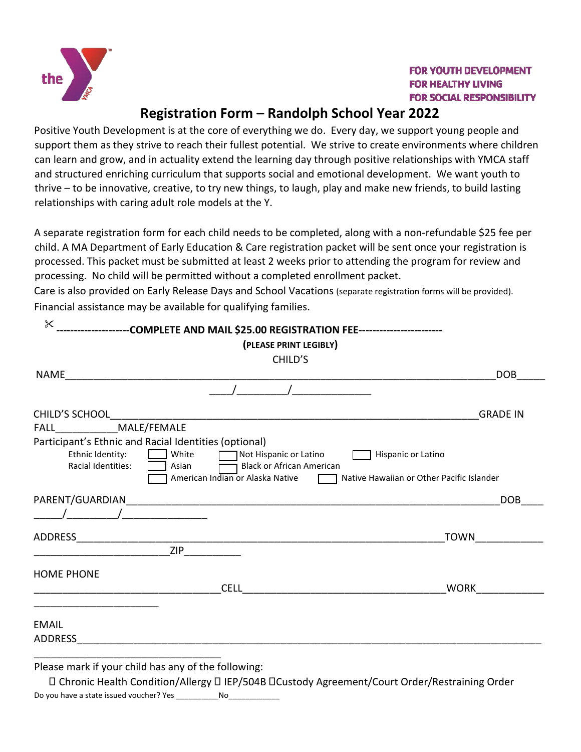FOR YOUTH DEVELOPMENT
FOR HEALTHY LIVING
FOR SOCIAL RESPONSIBILITY

# Registration Form – Randolph School Year 2022

Positive Youth Development is at the core of everything we do. Every day, we support young people and support them as they strive to reach their fullest potential. We strive to create environments where children can learn and grow, and in actuality extend the learning day through positive relationships with YMCA staff and structured enriching curriculum that supports social and emotional development. We want youth to thrive – to be innovative, creative, to try new things, to laugh, play and make new friends, to build lasting relationships with caring adult role models at the Y.

A separate registration form for each child needs to be completed, along with a non-refundable $25 fee per child. A MA Department of Early Education & Care registration packet will be sent once your registration is processed. This packet must be submitted at least 2 weeks prior to attending the program for review and processing. No child will be permitted without a completed enrollment packet.

Care is also provided on Early Release Days and School Vacations (separate registration forms will be provided).

Financial assistance may be available for qualifying families.

✂ --------------------**COMPLETE AND MAIL $25.00 REGISTRATION FEE**-----------------------

**(PLEASE PRINT LEGIBLY)**

CHILD'S NAME____________________________________________________________________________DOB_____ ____/_________/______________

CHILD'S SCHOOL__________________________________________________________________GRADE IN FALL___________MALE/FEMALE

Participant's Ethnic and Racial Identities (optional)

Ethnic Identity: ☐ White ☐ Not Hispanic or Latino ☐ Hispanic or Latino

Racial Identities: ☐ Asian ☐ Black or African American ☐ American Indian or Alaska Native ☐ Native Hawaiian or Other Pacific Islander

PARENT/GUARDIAN___________________________________________________________________DOB____ _____/_________/________________

ADDRESS_______________________________________________________________TOWN____________ ________________________ZIP__________

HOME PHONE __________________________________CELL____________________________________WORK____________ ______________________

EMAIL ADDRESS_____________________________________________________________________________ ____________________________________

Please mark if your child has any of the following:

☐ Chronic Health Condition/Allergy ☐ IEP/504B ☐Custody Agreement/Court Order/Restraining Order

Do you have a state issued voucher? Yes __________No____________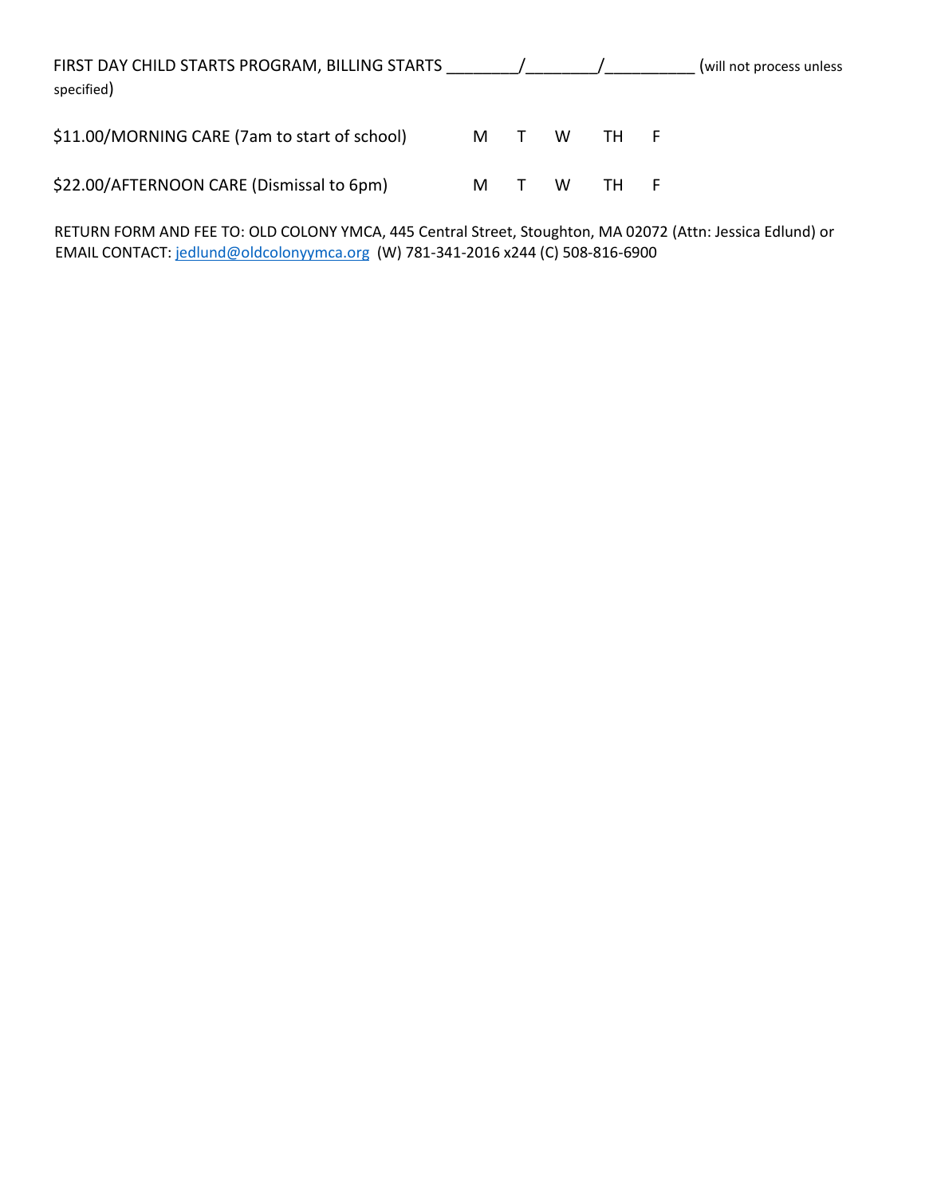FIRST DAY CHILD STARTS PROGRAM, BILLING STARTS ________/________/__________ (will not process unless specified)

$11.00/MORNING CARE (7am to start of school) M T W TH F

$22.00/AFTERNOON CARE (Dismissal to 6pm) M T W TH F

RETURN FORM AND FEE TO: OLD COLONY YMCA, 445 Central Street, Stoughton, MA 02072 (Attn: Jessica Edlund) or EMAIL CONTACT: jedlund@oldcolonyymca.org (W) 781-341-2016 x244 (C) 508-816-6900